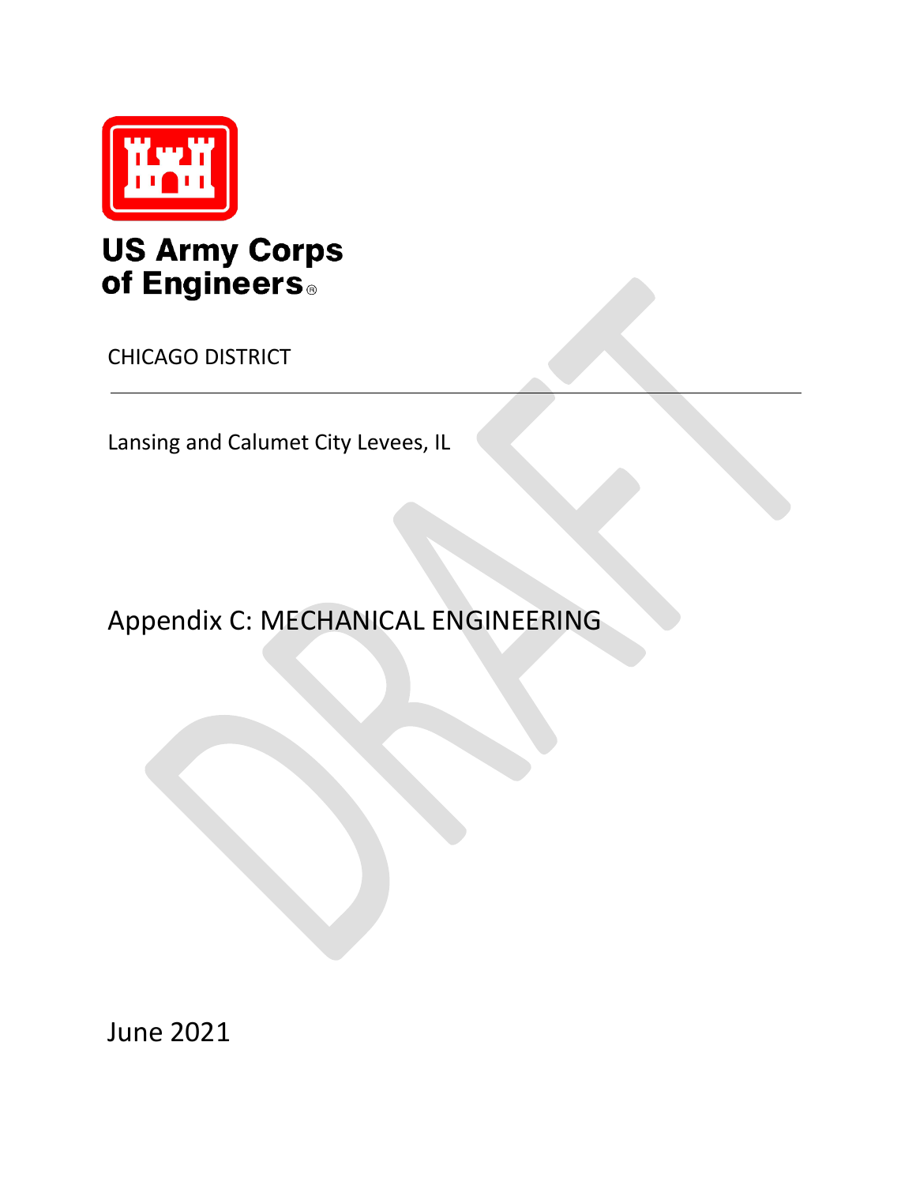US Army Corps of Engineers®

CHICAGO DISTRICT

---

Lansing and Calumet City Levees, IL

# Appendix C: MECHANICAL ENGINEERING

DRAFT

June 2021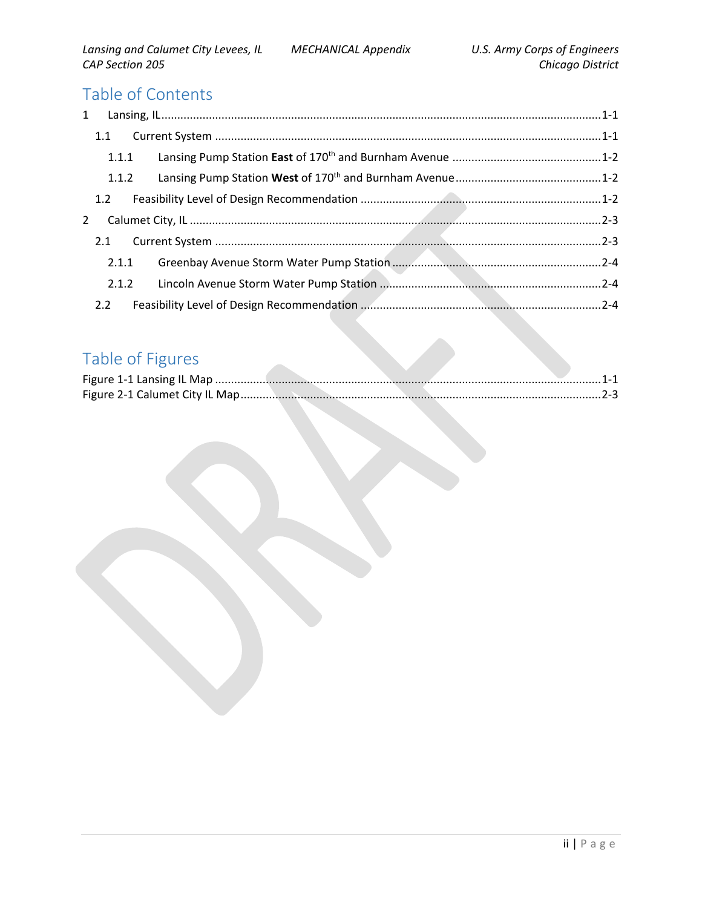# Table of Contents

1 Lansing, IL ........................................................................................................ 1-1

  1.1 Current System ........................................................................................ 1-1

    1.1.1 Lansing Pump Station **East** of 170th and Burnham Avenue ........................ 1-2

    1.1.2 Lansing Pump Station **West** of 170th and Burnham Avenue ........................ 1-2

  1.2 Feasibility Level of Design Recommendation ................................................ 1-2

2 Calumet City, IL ................................................................................................ 2-3

  2.1 Current System ........................................................................................ 2-3

    2.1.1 Greenbay Avenue Storm Water Pump Station ............................................ 2-4

    2.1.2 Lincoln Avenue Storm Water Pump Station ............................................... 2-4

  2.2 Feasibility Level of Design Recommendation ................................................ 2-4

# Table of Figures

Figure 1-1 Lansing IL Map ..................................................................................... 1-1

Figure 2-1 Calumet City IL Map ............................................................................. 2-3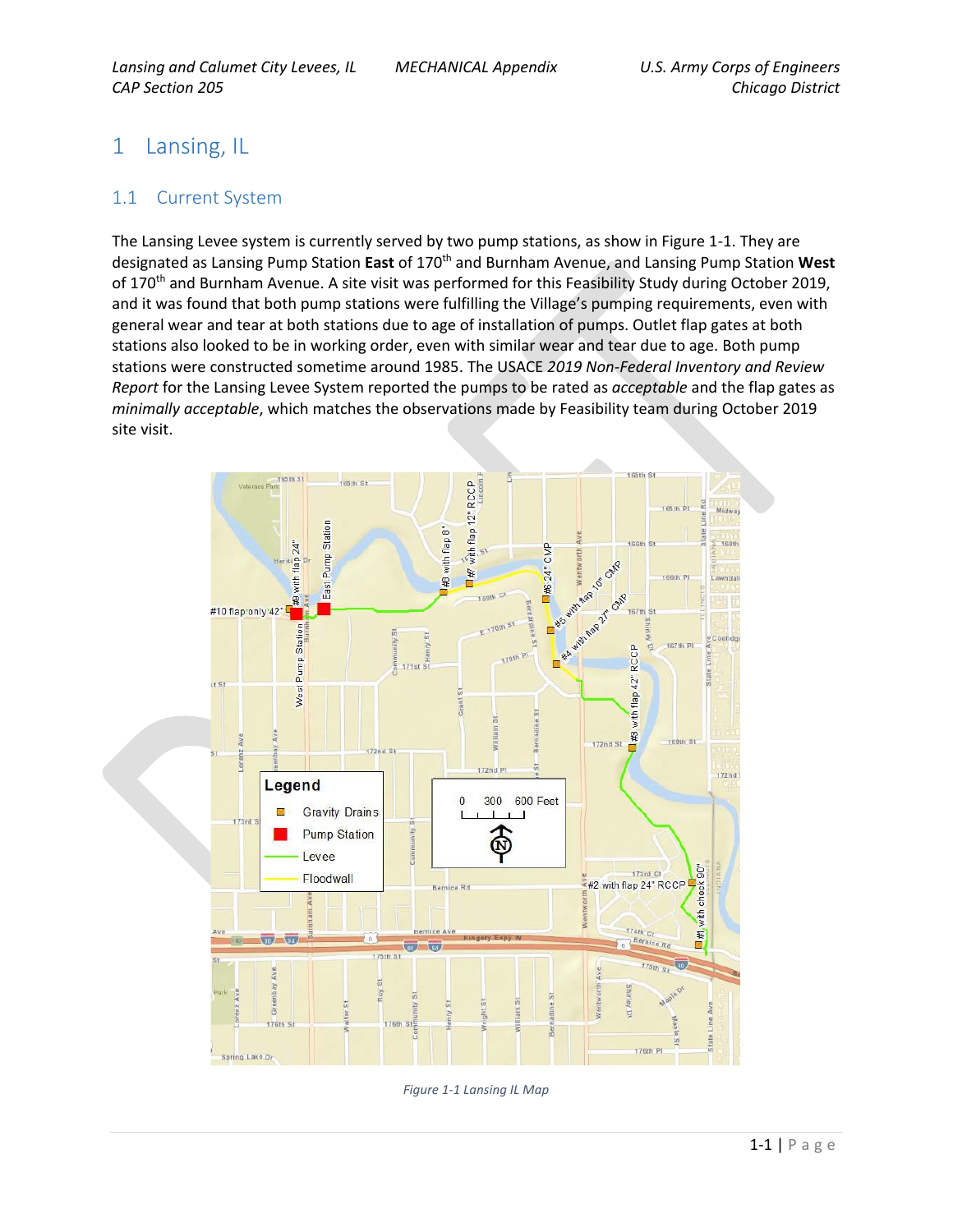# 1 Lansing, IL

## 1.1 Current System

The Lansing Levee system is currently served by two pump stations, as show in Figure 1-1. They are designated as Lansing Pump Station **East** of 170th and Burnham Avenue, and Lansing Pump Station **West** of 170th and Burnham Avenue. A site visit was performed for this Feasibility Study during October 2019, and it was found that both pump stations were fulfilling the Village's pumping requirements, even with general wear and tear at both stations due to age of installation of pumps. Outlet flap gates at both stations also looked to be in working order, even with similar wear and tear due to age. Both pump stations were constructed sometime around 1985. The USACE *2019 Non-Federal Inventory and Review Report* for the Lansing Levee System reported the pumps to be rated as *acceptable* and the flap gates as *minimally acceptable*, which matches the observations made by Feasibility team during October 2019 site visit.

*Figure 1-1 Lansing IL Map*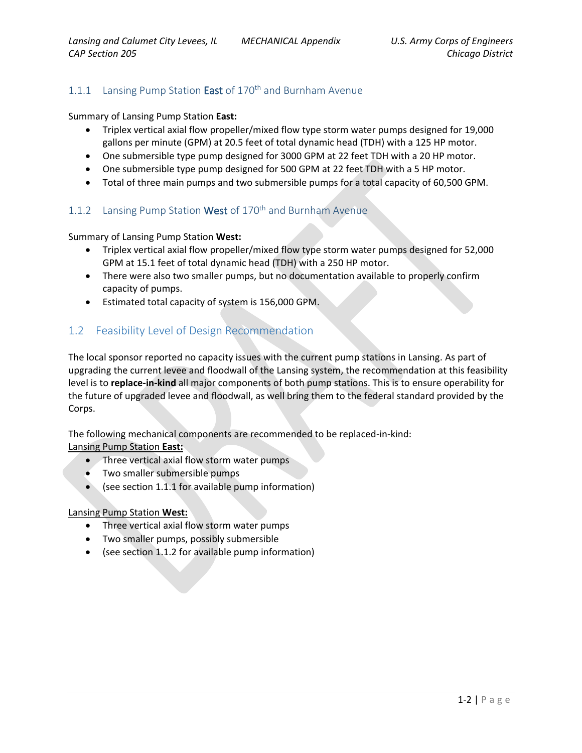### 1.1.1 Lansing Pump Station East of 170th and Burnham Avenue

Summary of Lansing Pump Station **East:**

- Triplex vertical axial flow propeller/mixed flow type storm water pumps designed for 19,000 gallons per minute (GPM) at 20.5 feet of total dynamic head (TDH) with a 125 HP motor.
- One submersible type pump designed for 3000 GPM at 22 feet TDH with a 20 HP motor.
- One submersible type pump designed for 500 GPM at 22 feet TDH with a 5 HP motor.
- Total of three main pumps and two submersible pumps for a total capacity of 60,500 GPM.

### 1.1.2 Lansing Pump Station West of 170th and Burnham Avenue

Summary of Lansing Pump Station **West:**

- Triplex vertical axial flow propeller/mixed flow type storm water pumps designed for 52,000 GPM at 15.1 feet of total dynamic head (TDH) with a 250 HP motor.
- There were also two smaller pumps, but no documentation available to properly confirm capacity of pumps.
- Estimated total capacity of system is 156,000 GPM.

## 1.2 Feasibility Level of Design Recommendation

The local sponsor reported no capacity issues with the current pump stations in Lansing. As part of upgrading the current levee and floodwall of the Lansing system, the recommendation at this feasibility level is to **replace-in-kind** all major components of both pump stations. This is to ensure operability for the future of upgraded levee and floodwall, as well bring them to the federal standard provided by the Corps.

The following mechanical components are recommended to be replaced-in-kind:

<u>Lansing Pump Station **East:**</u>

- Three vertical axial flow storm water pumps
- Two smaller submersible pumps
- (see section 1.1.1 for available pump information)

<u>Lansing Pump Station **West:**</u>

- Three vertical axial flow storm water pumps
- Two smaller pumps, possibly submersible
- (see section 1.1.2 for available pump information)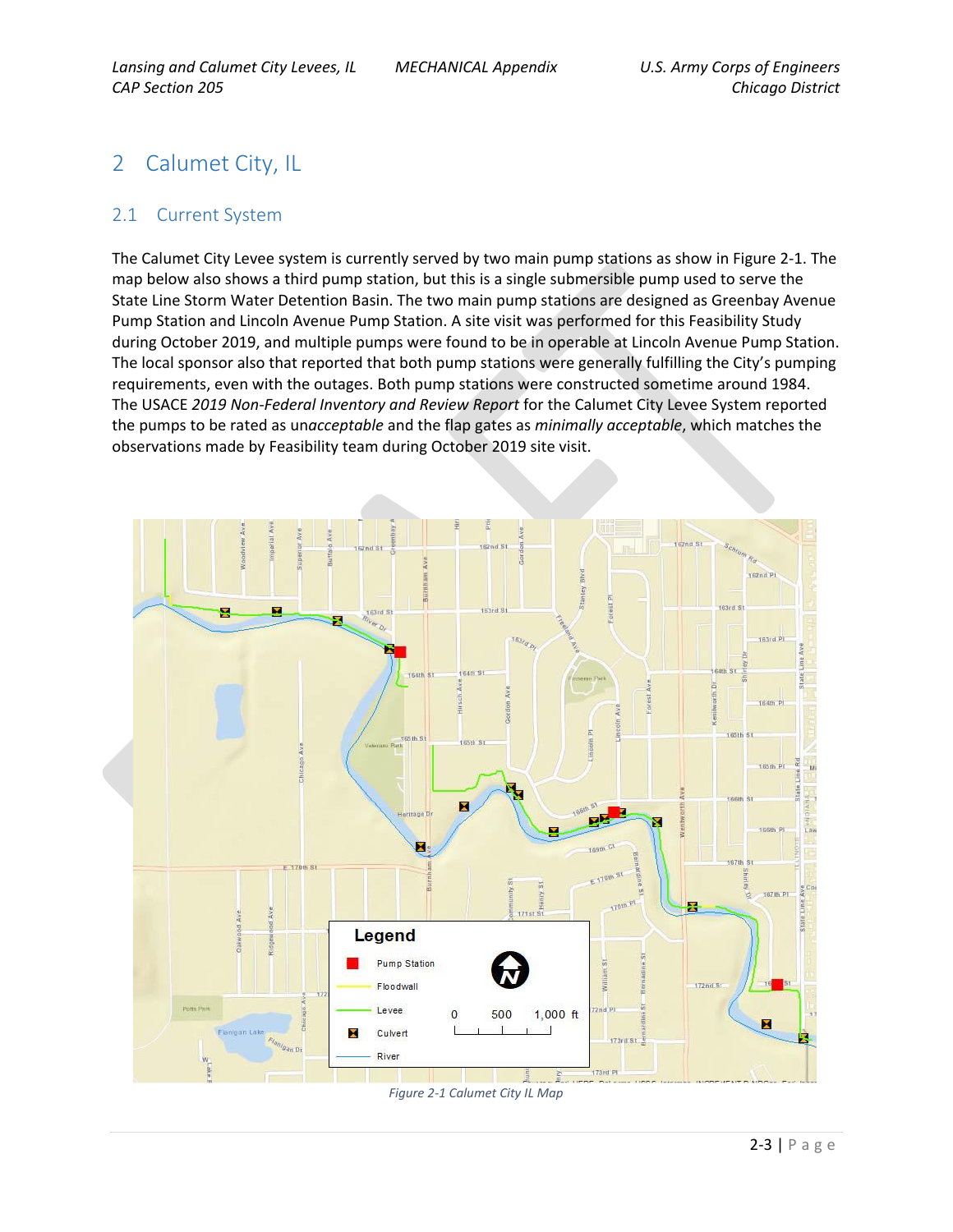# 2 Calumet City, IL

## 2.1 Current System

The Calumet City Levee system is currently served by two main pump stations as show in Figure 2-1. The map below also shows a third pump station, but this is a single submersible pump used to serve the State Line Storm Water Detention Basin. The two main pump stations are designed as Greenbay Avenue Pump Station and Lincoln Avenue Pump Station. A site visit was performed for this Feasibility Study during October 2019, and multiple pumps were found to be in operable at Lincoln Avenue Pump Station. The local sponsor also that reported that both pump stations were generally fulfilling the City's pumping requirements, even with the outages. Both pump stations were constructed sometime around 1984. The USACE *2019 Non-Federal Inventory and Review Report* for the Calumet City Levee System reported the pumps to be rated as un*acceptable* and the flap gates as *minimally acceptable*, which matches the observations made by Feasibility team during October 2019 site visit.

*Figure 2-1 Calumet City IL Map*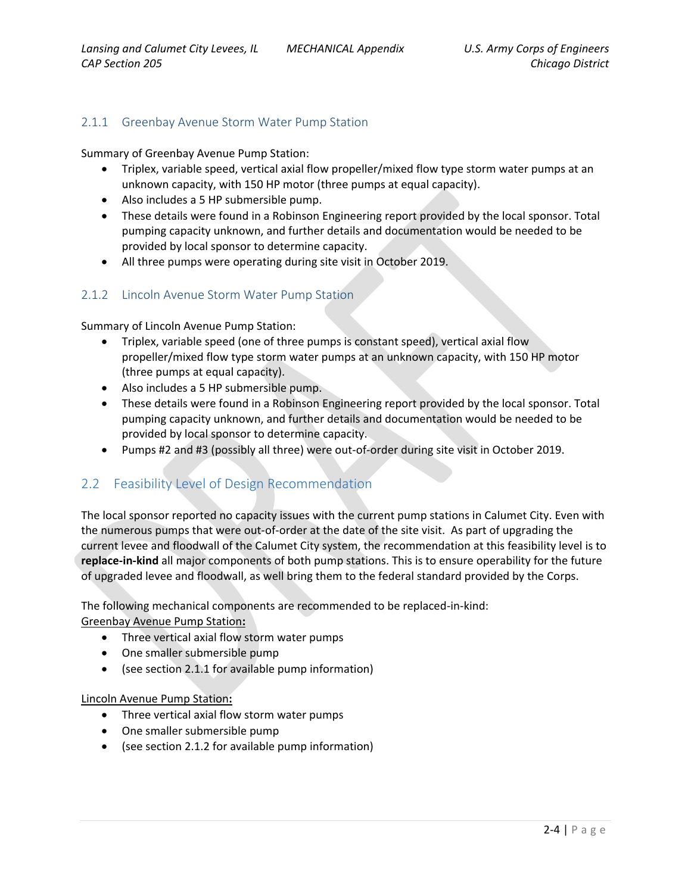### 2.1.1 Greenbay Avenue Storm Water Pump Station

Summary of Greenbay Avenue Pump Station:

- Triplex, variable speed, vertical axial flow propeller/mixed flow type storm water pumps at an unknown capacity, with 150 HP motor (three pumps at equal capacity).
- Also includes a 5 HP submersible pump.
- These details were found in a Robinson Engineering report provided by the local sponsor. Total pumping capacity unknown, and further details and documentation would be needed to be provided by local sponsor to determine capacity.
- All three pumps were operating during site visit in October 2019.

### 2.1.2 Lincoln Avenue Storm Water Pump Station

Summary of Lincoln Avenue Pump Station:

- Triplex, variable speed (one of three pumps is constant speed), vertical axial flow propeller/mixed flow type storm water pumps at an unknown capacity, with 150 HP motor (three pumps at equal capacity).
- Also includes a 5 HP submersible pump.
- These details were found in a Robinson Engineering report provided by the local sponsor. Total pumping capacity unknown, and further details and documentation would be needed to be provided by local sponsor to determine capacity.
- Pumps #2 and #3 (possibly all three) were out-of-order during site visit in October 2019.

## 2.2 Feasibility Level of Design Recommendation

The local sponsor reported no capacity issues with the current pump stations in Calumet City. Even with the numerous pumps that were out-of-order at the date of the site visit. As part of upgrading the current levee and floodwall of the Calumet City system, the recommendation at this feasibility level is to **replace-in-kind** all major components of both pump stations. This is to ensure operability for the future of upgraded levee and floodwall, as well bring them to the federal standard provided by the Corps.

The following mechanical components are recommended to be replaced-in-kind:

Greenbay Avenue Pump Station**:**

- Three vertical axial flow storm water pumps
- One smaller submersible pump
- (see section 2.1.1 for available pump information)

Lincoln Avenue Pump Station**:**

- Three vertical axial flow storm water pumps
- One smaller submersible pump
- (see section 2.1.2 for available pump information)